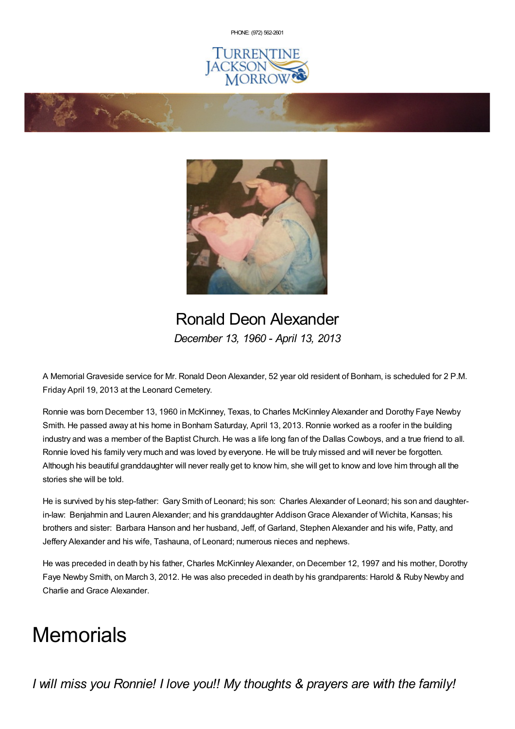PHONE: (972) 562-2601

TURRENTINE JACKSON MORROW

# Ronald Deon Alexander

*December 13, 1960 - April 13, 2013*

A Memorial Graveside service for Mr. Ronald Deon Alexander, 52 year old resident of Bonham, is scheduled for 2 P.M. Friday April 19, 2013 at the Leonard Cemetery.

Ronnie was born December 13, 1960 in McKinney, Texas, to Charles McKinnley Alexander and Dorothy Faye Newby Smith. He passed away at his home in Bonham Saturday, April 13, 2013. Ronnie worked as a roofer in the building industry and was a member of the Baptist Church. He was a life long fan of the Dallas Cowboys, and a true friend to all. Ronnie loved his family very much and was loved by everyone. He will be truly missed and will never be forgotten. Although his beautiful granddaughter will never really get to know him, she will get to know and love him through all the stories she will be told.

He is survived by his step-father: Gary Smith of Leonard; his son: Charles Alexander of Leonard; his son and daughter-in-law: Benjahmin and Lauren Alexander; and his granddaughter Addison Grace Alexander of Wichita, Kansas; his brothers and sister: Barbara Hanson and her husband, Jeff, of Garland, Stephen Alexander and his wife, Patty, and Jeffery Alexander and his wife, Tashauna, of Leonard; numerous nieces and nephews.

He was preceded in death by his father, Charles McKinnley Alexander, on December 12, 1997 and his mother, Dorothy Faye Newby Smith, on March 3, 2012. He was also preceded in death by his grandparents: Harold & Ruby Newby and Charlie and Grace Alexander.

# Memorials

*I will miss you Ronnie! I love you!! My thoughts & prayers are with the family!*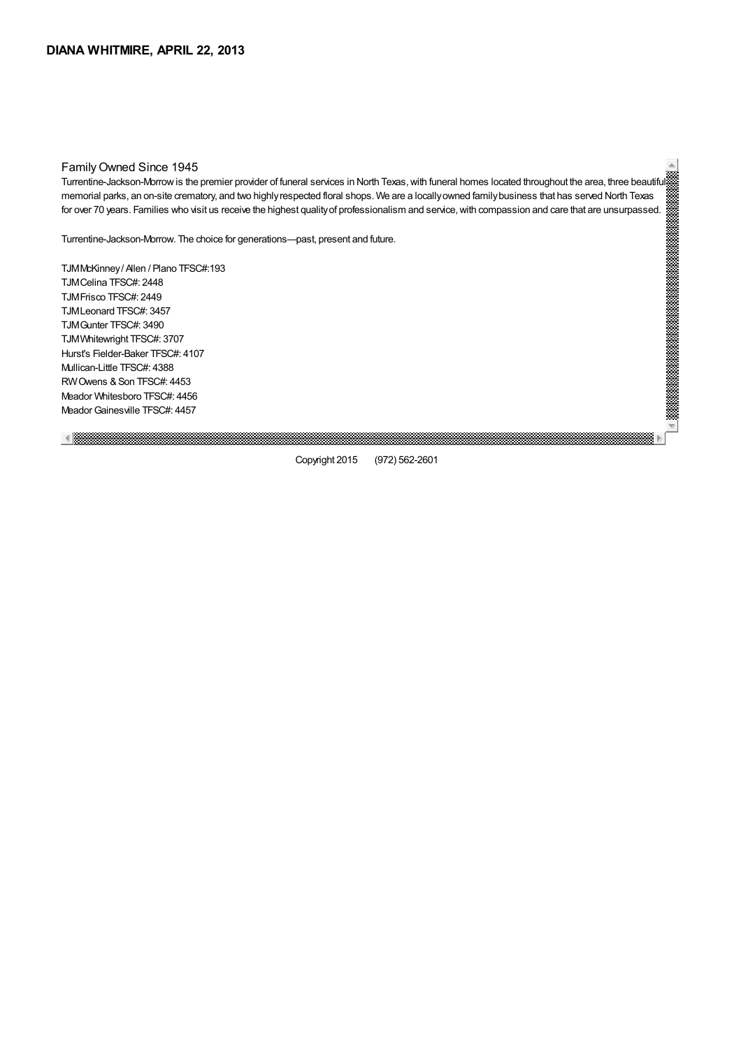Family Owned Since 1945

Turrentine-Jackson-Morrow is the premier provider of funeral services in North Texas, with funeral homes located throughout the area, three beautiful memorial parks, an on-site crematory, and two highly respected floral shops. We are a locally owned family business that has served North Texas for over 70 years. Families who visit us receive the highest quality of professionalism and service, with compassion and care that are unsurpassed.

Turrentine-Jackson-Morrow. The choice for generations—past, present and future.

TJM McKinney / Allen / Plano TFSC#:193
TJM Celina TFSC#: 2448
TJM Frisco TFSC#: 2449
TJM Leonard TFSC#: 3457
TJM Gunter TFSC#: 3490
TJM Whitewright TFSC#: 3707
Hurst's Fielder-Baker TFSC#: 4107
Mullican-Little TFSC#: 4388
RW Owens & Son TFSC#: 4453
Meador Whitesboro TFSC#: 4456
Meador Gainesville TFSC#: 4457

Copyright 2015 (972) 562-2601